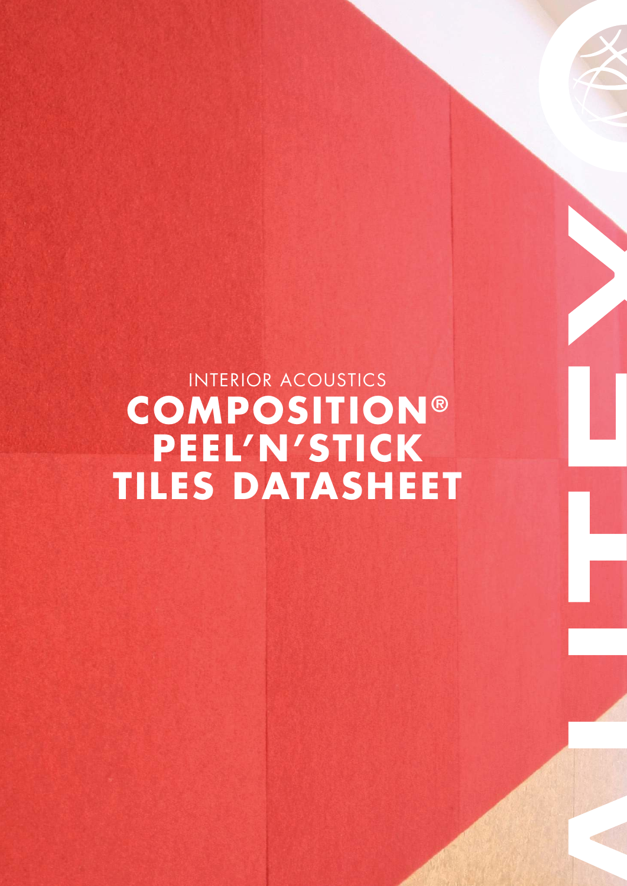INTERIOR ACOUSTICS

# COMPOSITION® PEEL'N'STICK TILES DATASHEET

AUTEX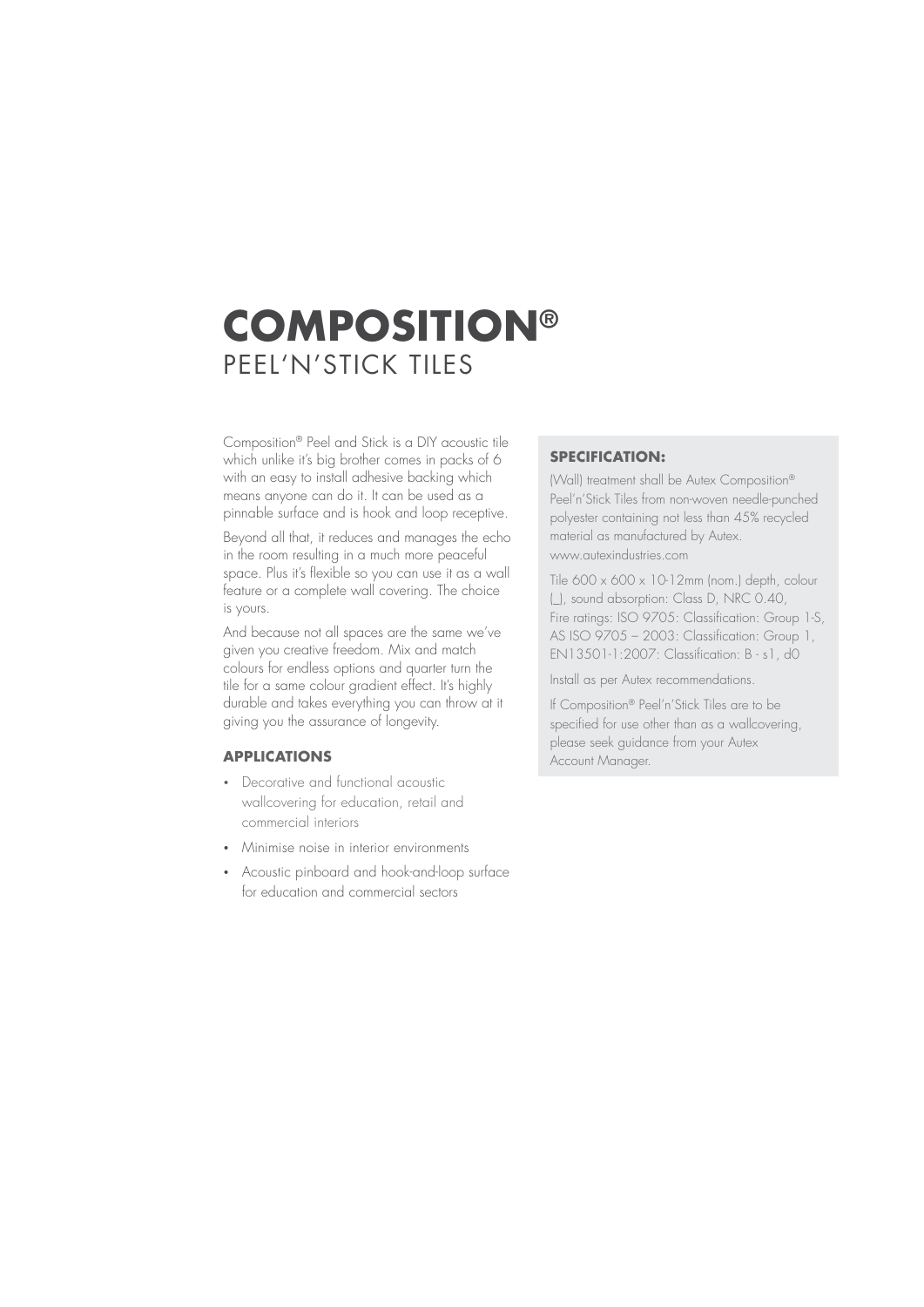# COMPOSITION®

## PEEL'N'STICK TILES

Composition® Peel and Stick is a DIY acoustic tile which unlike it's big brother comes in packs of 6 with an easy to install adhesive backing which means anyone can do it. It can be used as a pinnable surface and is hook and loop receptive.

Beyond all that, it reduces and manages the echo in the room resulting in a much more peaceful space. Plus it's flexible so you can use it as a wall feature or a complete wall covering. The choice is yours.

And because not all spaces are the same we've given you creative freedom. Mix and match colours for endless options and quarter turn the tile for a same colour gradient effect. It's highly durable and takes everything you can throw at it giving you the assurance of longevity.

### APPLICATIONS

- Decorative and functional acoustic wallcovering for education, retail and commercial interiors
- Minimise noise in interior environments
- Acoustic pinboard and hook-and-loop surface for education and commercial sectors

### SPECIFICATION:

(Wall) treatment shall be Autex Composition® Peel'n'Stick Tiles from non-woven needle-punched polyester containing not less than 45% recycled material as manufactured by Autex. www.autexindustries.com

Tile 600 x 600 x 10-12mm (nom.) depth, colour (_), sound absorption: Class D, NRC 0.40, Fire ratings: ISO 9705: Classification: Group 1-S, AS ISO 9705 – 2003: Classification: Group 1, EN13501-1:2007: Classification: B - s1, d0

Install as per Autex recommendations.

If Composition® Peel'n'Stick Tiles are to be specified for use other than as a wallcovering, please seek guidance from your Autex Account Manager.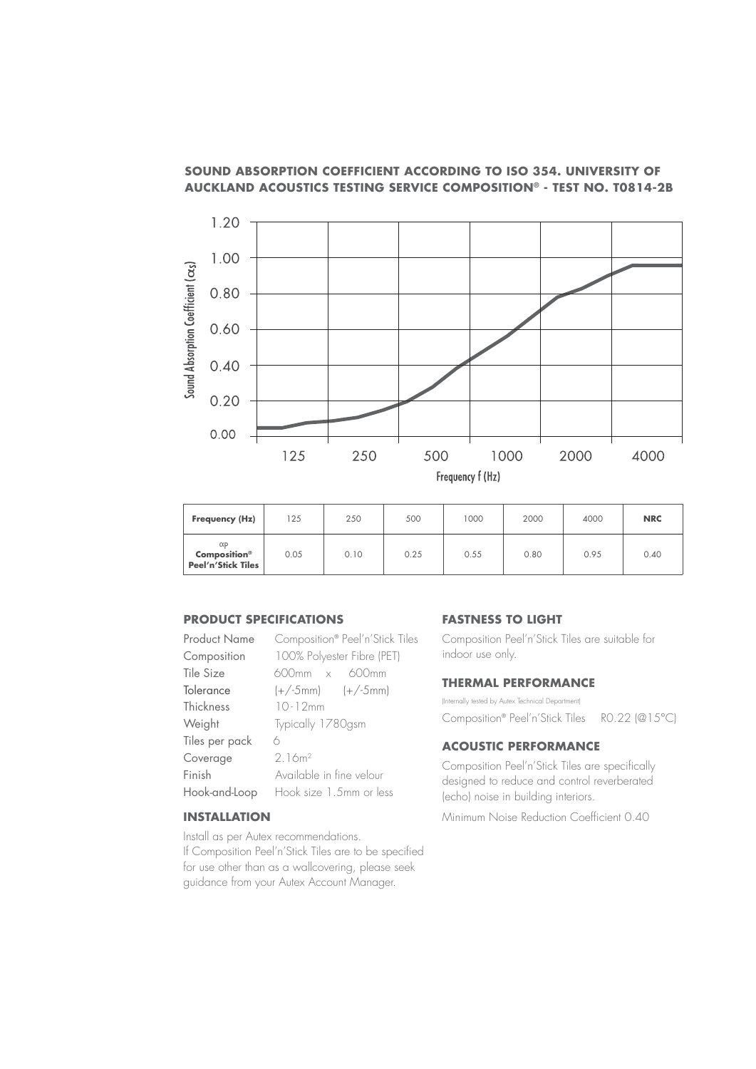## SOUND ABSORPTION COEFFICIENT ACCORDING TO ISO 354. UNIVERSITY OF AUCKLAND ACOUSTICS TESTING SERVICE COMPOSITION® - TEST NO. T0814-2B

| Frequency (Hz) | 125 | 250 | 500 | 1000 | 2000 | 4000 | NRC |
|---|---|---|---|---|---|---|---|
| αp **Composition® Peel'n'Stick Tiles** | 0.05 | 0.10 | 0.25 | 0.55 | 0.80 | 0.95 | 0.40 |

### PRODUCT SPECIFICATIONS

| | |
|---|---|
| Product Name | Composition® Peel'n'Stick Tiles |
| Composition | 100% Polyester Fibre (PET) |
| Tile Size | 600mm x 600mm |
| Tolerance | (+/-5mm) (+/-5mm) |
| Thickness | 10-12mm |
| Weight | Typically 1780gsm |
| Tiles per pack | 6 |
| Coverage | 2.16m² |
| Finish | Available in fine velour |
| Hook-and-Loop | Hook size 1.5mm or less |

### INSTALLATION

Install as per Autex recommendations.
If Composition Peel'n'Stick Tiles are to be specified for use other than as a wallcovering, please seek guidance from your Autex Account Manager.

### FASTNESS TO LIGHT

Composition Peel'n'Stick Tiles are suitable for indoor use only.

### THERMAL PERFORMANCE

(Internally tested by Autex Technical Department)

Composition® Peel'n'Stick Tiles R0.22 (@15°C)

### ACOUSTIC PERFORMANCE

Composition Peel'n'Stick Tiles are specifically designed to reduce and control reverberated (echo) noise in building interiors.

Minimum Noise Reduction Coefficient 0.40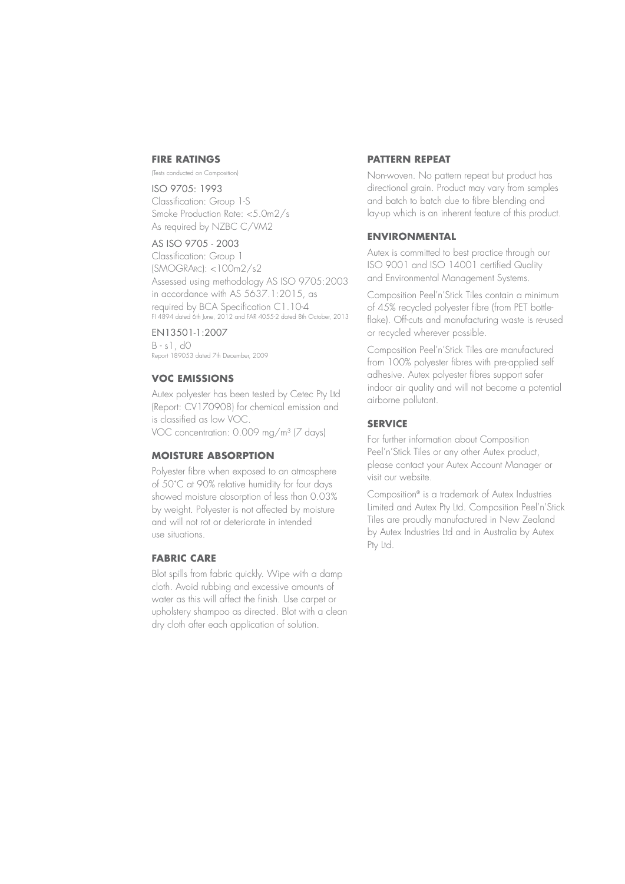## FIRE RATINGS

(Tests conducted on Composition)

ISO 9705: 1993
Classification: Group 1-S
Smoke Production Rate: <5.0m2/s
As required by NZBC C/VM2

AS ISO 9705 - 2003
Classification: Group 1
(SMOGRARC): <100m2/s2
Assessed using methodology AS ISO 9705:2003 in accordance with AS 5637.1:2015, as required by BCA Specification C1.10-4
FI 4894 dated 6th June, 2012 and FAR 4055-2 dated 8th October, 2013

EN13501-1:2007
B - s1, d0
Report 189053 dated 7th December, 2009

## VOC EMISSIONS

Autex polyester has been tested by Cetec Pty Ltd (Report: CV170908) for chemical emission and is classified as low VOC.
VOC concentration: 0.009 mg/m$^3$ (7 days)

## MOISTURE ABSORPTION

Polyester fibre when exposed to an atmosphere of 50°C at 90% relative humidity for four days showed moisture absorption of less than 0.03% by weight. Polyester is not affected by moisture and will not rot or deteriorate in intended use situations.

## FABRIC CARE

Blot spills from fabric quickly. Wipe with a damp cloth. Avoid rubbing and excessive amounts of water as this will affect the finish. Use carpet or upholstery shampoo as directed. Blot with a clean dry cloth after each application of solution.

## PATTERN REPEAT

Non-woven. No pattern repeat but product has directional grain. Product may vary from samples and batch to batch due to fibre blending and lay-up which is an inherent feature of this product.

## ENVIRONMENTAL

Autex is committed to best practice through our ISO 9001 and ISO 14001 certified Quality and Environmental Management Systems.

Composition Peel'n'Stick Tiles contain a minimum of 45% recycled polyester fibre (from PET bottle-flake). Off-cuts and manufacturing waste is re-used or recycled wherever possible.

Composition Peel'n'Stick Tiles are manufactured from 100% polyester fibres with pre-applied self adhesive. Autex polyester fibres support safer indoor air quality and will not become a potential airborne pollutant.

## SERVICE

For further information about Composition Peel'n'Stick Tiles or any other Autex product, please contact your Autex Account Manager or visit our website.

Composition® is a trademark of Autex Industries Limited and Autex Pty Ltd. Composition Peel'n'Stick Tiles are proudly manufactured in New Zealand by Autex Industries Ltd and in Australia by Autex Pty Ltd.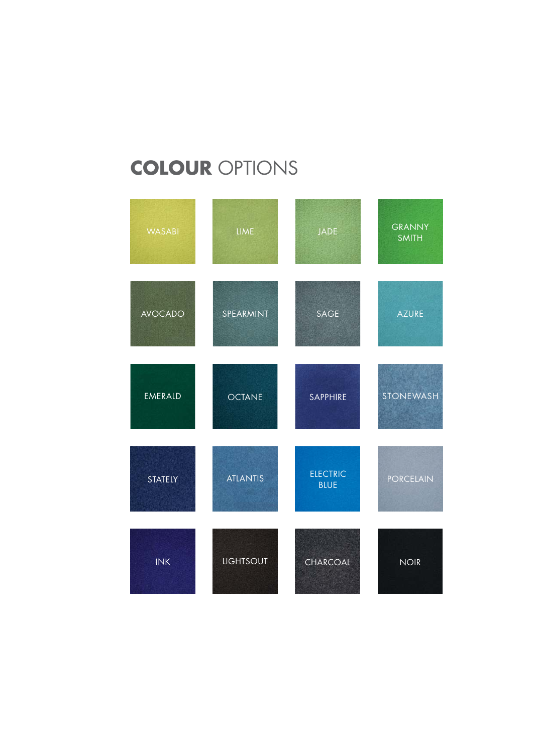# COLOUR OPTIONS

| | | | |
|---|---|---|---|
| WASABI | LIME | JADE | GRANNY SMITH |
| AVOCADO | SPEARMINT | SAGE | AZURE |
| EMERALD | OCTANE | SAPPHIRE | STONEWASH |
| STATELY | ATLANTIS | ELECTRIC BLUE | PORCELAIN |
| INK | LIGHTSOUT | CHARCOAL | NOIR |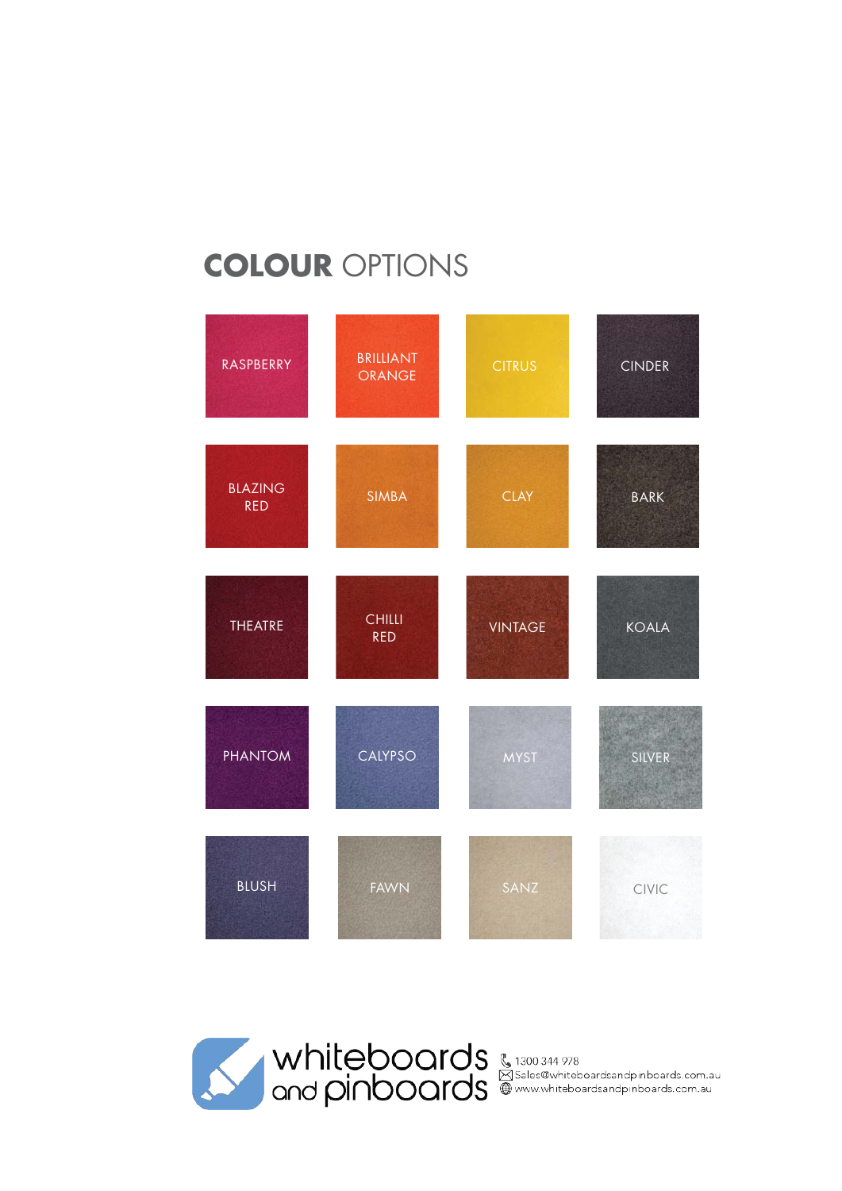## COLOUR OPTIONS

| | | | |
|---|---|---|---|
| RASPBERRY | BRILLIANT ORANGE | CITRUS | CINDER |
| BLAZING RED | SIMBA | CLAY | BARK |
| THEATRE | CHILLI RED | VINTAGE | KOALA |
| PHANTOM | CALYPSO | MYST | SILVER |
| BLUSH | FAWN | SANZ | CIVIC |

whiteboards and pinboards

1300 344 978
Sales@whiteboardsandpinboards.com.au
www.whiteboardsandpinboards.com.au